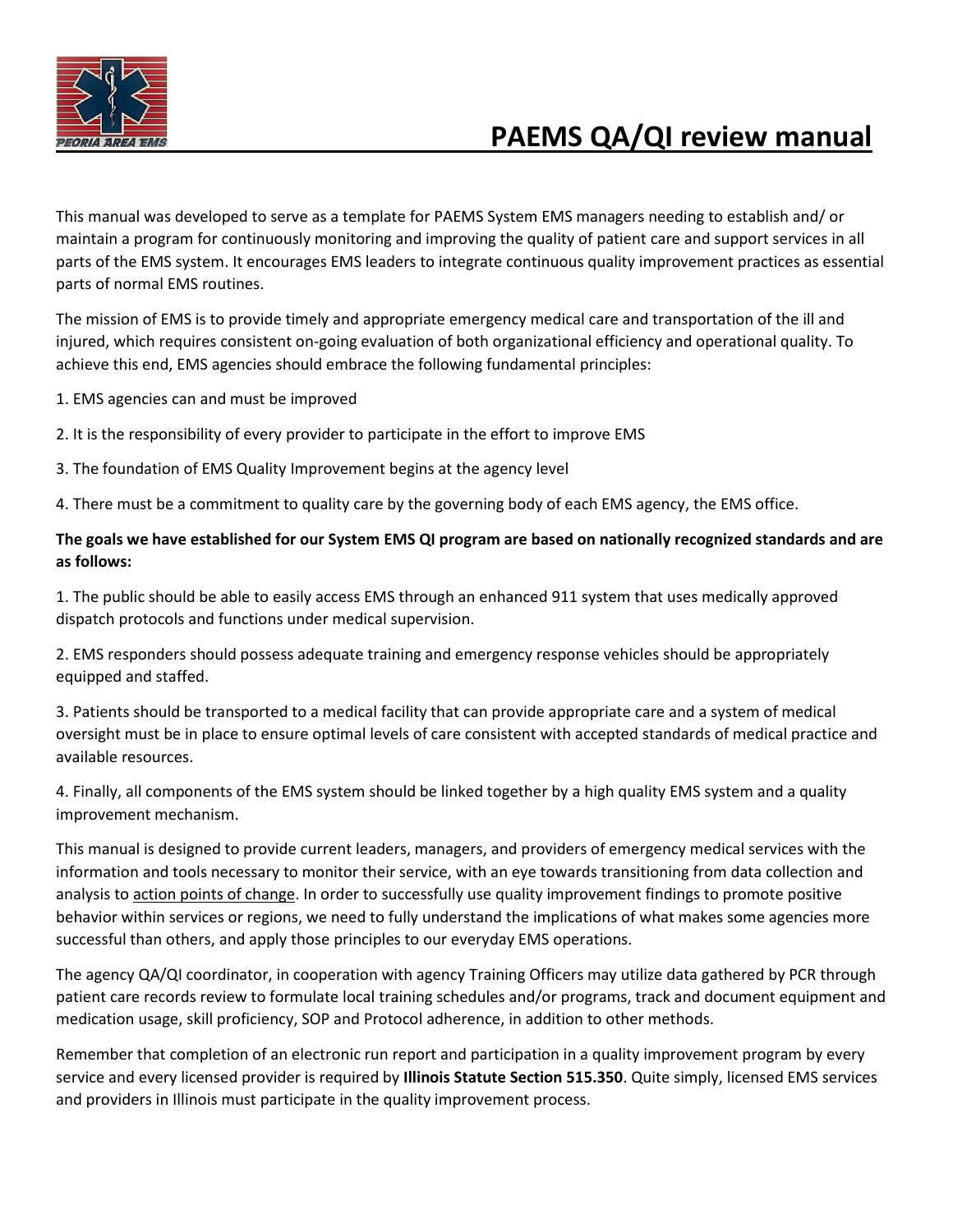# PAEMS QA/QI review manual

This manual was developed to serve as a template for PAEMS System EMS managers needing to establish and/ or maintain a program for continuously monitoring and improving the quality of patient care and support services in all parts of the EMS system. It encourages EMS leaders to integrate continuous quality improvement practices as essential parts of normal EMS routines.

The mission of EMS is to provide timely and appropriate emergency medical care and transportation of the ill and injured, which requires consistent on-going evaluation of both organizational efficiency and operational quality. To achieve this end, EMS agencies should embrace the following fundamental principles:

1. EMS agencies can and must be improved
2. It is the responsibility of every provider to participate in the effort to improve EMS
3. The foundation of EMS Quality Improvement begins at the agency level
4. There must be a commitment to quality care by the governing body of each EMS agency, the EMS office.

**The goals we have established for our System EMS QI program are based on nationally recognized standards and are as follows:**

1. The public should be able to easily access EMS through an enhanced 911 system that uses medically approved dispatch protocols and functions under medical supervision.
2. EMS responders should possess adequate training and emergency response vehicles should be appropriately equipped and staffed.
3. Patients should be transported to a medical facility that can provide appropriate care and a system of medical oversight must be in place to ensure optimal levels of care consistent with accepted standards of medical practice and available resources.
4. Finally, all components of the EMS system should be linked together by a high quality EMS system and a quality improvement mechanism.

This manual is designed to provide current leaders, managers, and providers of emergency medical services with the information and tools necessary to monitor their service, with an eye towards transitioning from data collection and analysis to <u>action points of change</u>. In order to successfully use quality improvement findings to promote positive behavior within services or regions, we need to fully understand the implications of what makes some agencies more successful than others, and apply those principles to our everyday EMS operations.

The agency QA/QI coordinator, in cooperation with agency Training Officers may utilize data gathered by PCR through patient care records review to formulate local training schedules and/or programs, track and document equipment and medication usage, skill proficiency, SOP and Protocol adherence, in addition to other methods.

Remember that completion of an electronic run report and participation in a quality improvement program by every service and every licensed provider is required by **Illinois Statute Section 515.350**. Quite simply, licensed EMS services and providers in Illinois must participate in the quality improvement process.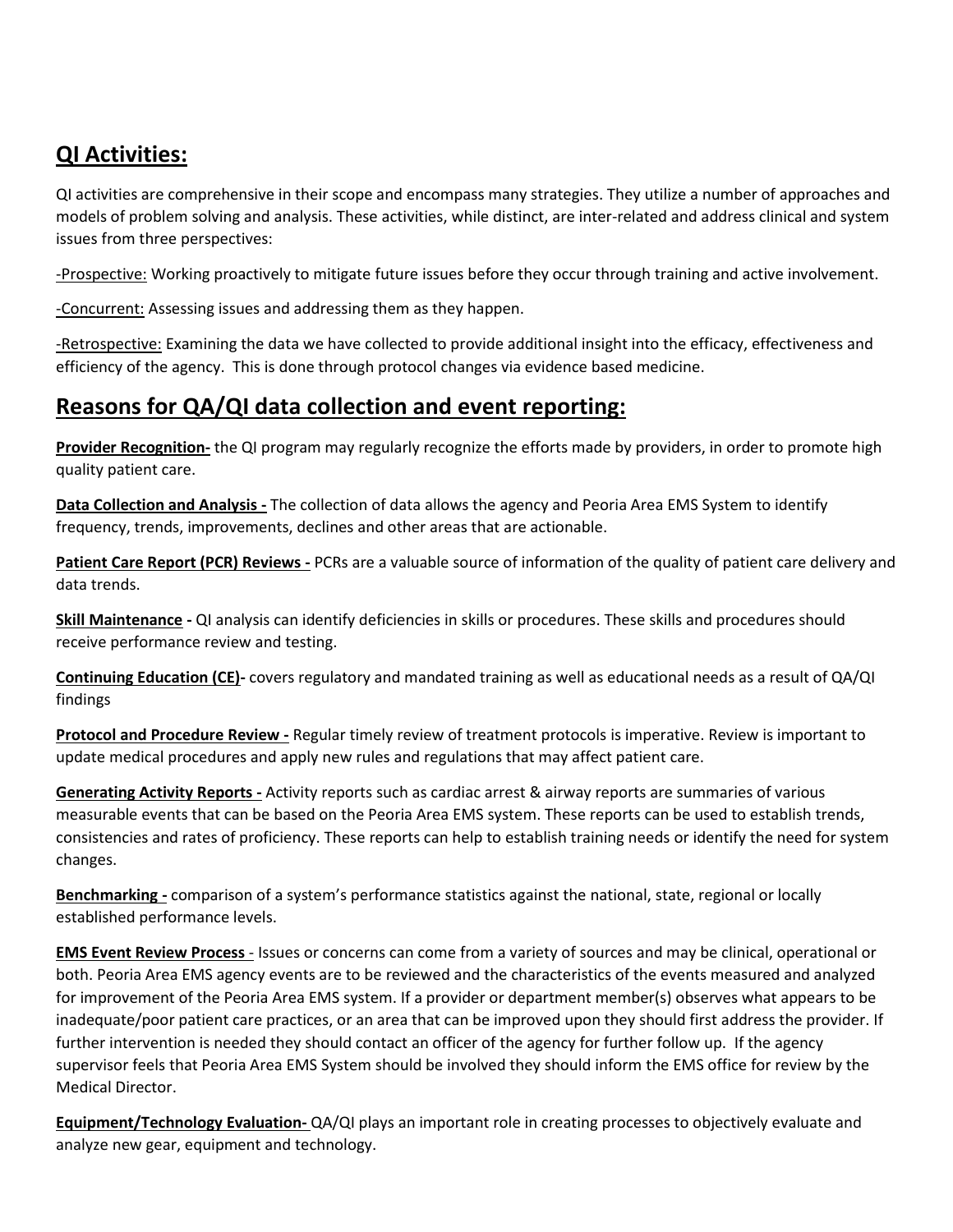## QI Activities:

QI activities are comprehensive in their scope and encompass many strategies. They utilize a number of approaches and models of problem solving and analysis. These activities, while distinct, are inter-related and address clinical and system issues from three perspectives:

-Prospective: Working proactively to mitigate future issues before they occur through training and active involvement.

-Concurrent: Assessing issues and addressing them as they happen.

-Retrospective: Examining the data we have collected to provide additional insight into the efficacy, effectiveness and efficiency of the agency. This is done through protocol changes via evidence based medicine.

## Reasons for QA/QI data collection and event reporting:

**Provider Recognition-** the QI program may regularly recognize the efforts made by providers, in order to promote high quality patient care.

**Data Collection and Analysis -** The collection of data allows the agency and Peoria Area EMS System to identify frequency, trends, improvements, declines and other areas that are actionable.

**Patient Care Report (PCR) Reviews -** PCRs are a valuable source of information of the quality of patient care delivery and data trends.

**Skill Maintenance -** QI analysis can identify deficiencies in skills or procedures. These skills and procedures should receive performance review and testing.

**Continuing Education (CE)-** covers regulatory and mandated training as well as educational needs as a result of QA/QI findings

**Protocol and Procedure Review -** Regular timely review of treatment protocols is imperative. Review is important to update medical procedures and apply new rules and regulations that may affect patient care.

**Generating Activity Reports -** Activity reports such as cardiac arrest & airway reports are summaries of various measurable events that can be based on the Peoria Area EMS system. These reports can be used to establish trends, consistencies and rates of proficiency. These reports can help to establish training needs or identify the need for system changes.

**Benchmarking -** comparison of a system's performance statistics against the national, state, regional or locally established performance levels.

**EMS Event Review Process -** Issues or concerns can come from a variety of sources and may be clinical, operational or both. Peoria Area EMS agency events are to be reviewed and the characteristics of the events measured and analyzed for improvement of the Peoria Area EMS system. If a provider or department member(s) observes what appears to be inadequate/poor patient care practices, or an area that can be improved upon they should first address the provider. If further intervention is needed they should contact an officer of the agency for further follow up. If the agency supervisor feels that Peoria Area EMS System should be involved they should inform the EMS office for review by the Medical Director.

**Equipment/Technology Evaluation-** QA/QI plays an important role in creating processes to objectively evaluate and analyze new gear, equipment and technology.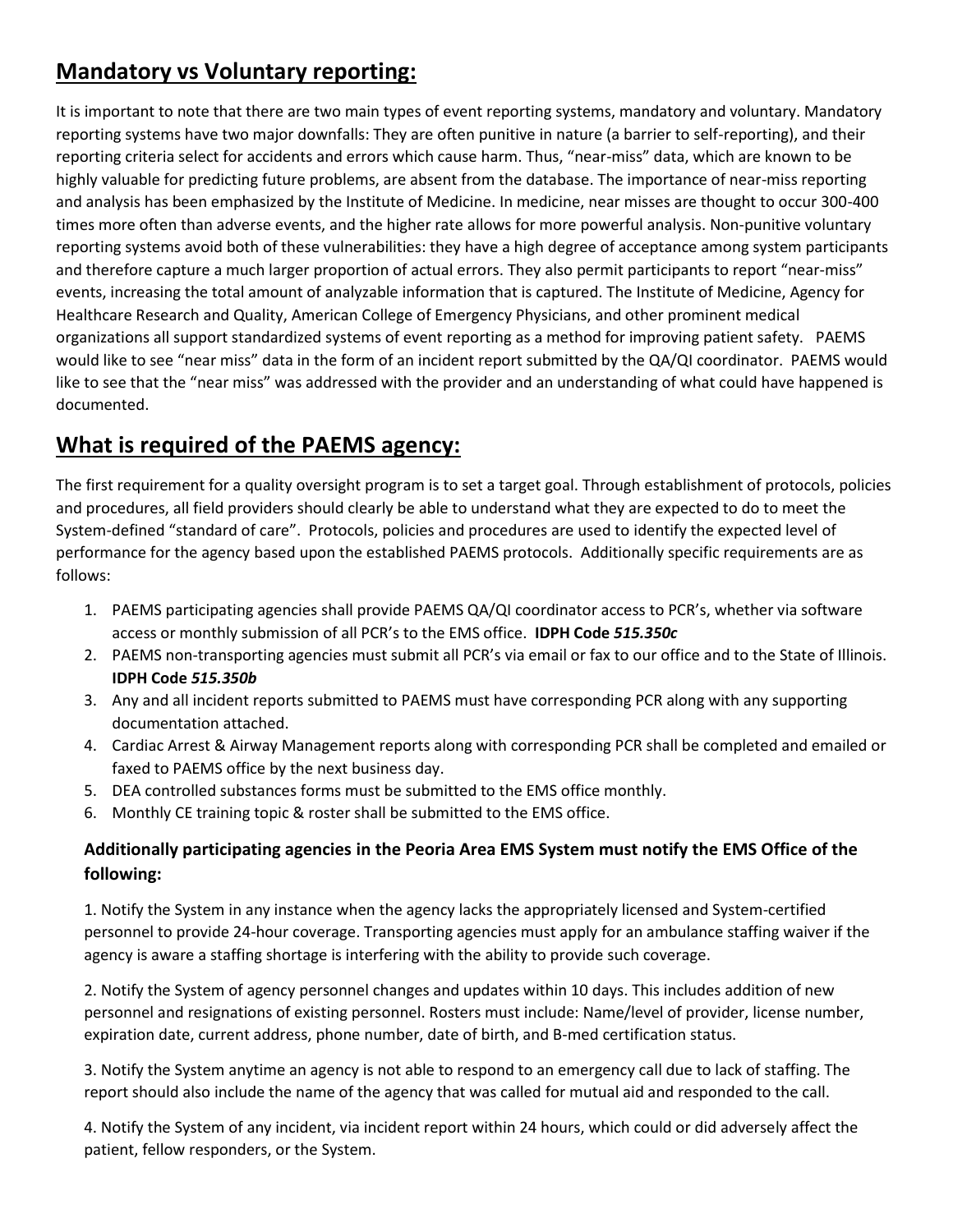## **Mandatory vs Voluntary reporting:**

It is important to note that there are two main types of event reporting systems, mandatory and voluntary. Mandatory reporting systems have two major downfalls: They are often punitive in nature (a barrier to self-reporting), and their reporting criteria select for accidents and errors which cause harm. Thus, "near-miss" data, which are known to be highly valuable for predicting future problems, are absent from the database. The importance of near-miss reporting and analysis has been emphasized by the Institute of Medicine. In medicine, near misses are thought to occur 300-400 times more often than adverse events, and the higher rate allows for more powerful analysis. Non-punitive voluntary reporting systems avoid both of these vulnerabilities: they have a high degree of acceptance among system participants and therefore capture a much larger proportion of actual errors. They also permit participants to report "near-miss" events, increasing the total amount of analyzable information that is captured. The Institute of Medicine, Agency for Healthcare Research and Quality, American College of Emergency Physicians, and other prominent medical organizations all support standardized systems of event reporting as a method for improving patient safety. PAEMS would like to see "near miss" data in the form of an incident report submitted by the QA/QI coordinator. PAEMS would like to see that the "near miss" was addressed with the provider and an understanding of what could have happened is documented.

## **What is required of the PAEMS agency:**

The first requirement for a quality oversight program is to set a target goal. Through establishment of protocols, policies and procedures, all field providers should clearly be able to understand what they are expected to do to meet the System-defined "standard of care". Protocols, policies and procedures are used to identify the expected level of performance for the agency based upon the established PAEMS protocols. Additionally specific requirements are as follows:

1. PAEMS participating agencies shall provide PAEMS QA/QI coordinator access to PCR's, whether via software access or monthly submission of all PCR's to the EMS office. **IDPH Code *515.350c***
2. PAEMS non-transporting agencies must submit all PCR's via email or fax to our office and to the State of Illinois. **IDPH Code *515.350b***
3. Any and all incident reports submitted to PAEMS must have corresponding PCR along with any supporting documentation attached.
4. Cardiac Arrest & Airway Management reports along with corresponding PCR shall be completed and emailed or faxed to PAEMS office by the next business day.
5. DEA controlled substances forms must be submitted to the EMS office monthly.
6. Monthly CE training topic & roster shall be submitted to the EMS office.

### **Additionally participating agencies in the Peoria Area EMS System must notify the EMS Office of the following:**

1. Notify the System in any instance when the agency lacks the appropriately licensed and System-certified personnel to provide 24-hour coverage. Transporting agencies must apply for an ambulance staffing waiver if the agency is aware a staffing shortage is interfering with the ability to provide such coverage.

2. Notify the System of agency personnel changes and updates within 10 days. This includes addition of new personnel and resignations of existing personnel. Rosters must include: Name/level of provider, license number, expiration date, current address, phone number, date of birth, and B-med certification status.

3. Notify the System anytime an agency is not able to respond to an emergency call due to lack of staffing. The report should also include the name of the agency that was called for mutual aid and responded to the call.

4. Notify the System of any incident, via incident report within 24 hours, which could or did adversely affect the patient, fellow responders, or the System.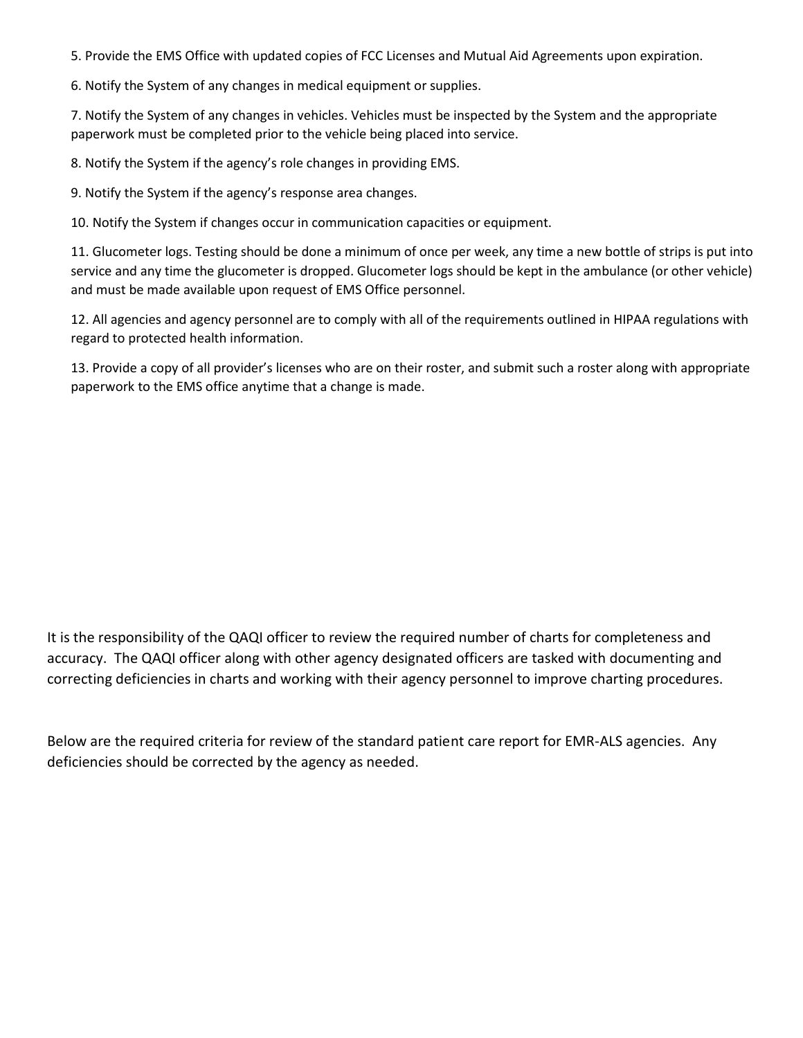5. Provide the EMS Office with updated copies of FCC Licenses and Mutual Aid Agreements upon expiration.

6. Notify the System of any changes in medical equipment or supplies.

7. Notify the System of any changes in vehicles. Vehicles must be inspected by the System and the appropriate paperwork must be completed prior to the vehicle being placed into service.

8. Notify the System if the agency's role changes in providing EMS.

9. Notify the System if the agency's response area changes.

10. Notify the System if changes occur in communication capacities or equipment.

11. Glucometer logs. Testing should be done a minimum of once per week, any time a new bottle of strips is put into service and any time the glucometer is dropped. Glucometer logs should be kept in the ambulance (or other vehicle) and must be made available upon request of EMS Office personnel.

12. All agencies and agency personnel are to comply with all of the requirements outlined in HIPAA regulations with regard to protected health information.

13. Provide a copy of all provider's licenses who are on their roster, and submit such a roster along with appropriate paperwork to the EMS office anytime that a change is made.

It is the responsibility of the QAQI officer to review the required number of charts for completeness and accuracy. The QAQI officer along with other agency designated officers are tasked with documenting and correcting deficiencies in charts and working with their agency personnel to improve charting procedures.

Below are the required criteria for review of the standard patient care report for EMR-ALS agencies. Any deficiencies should be corrected by the agency as needed.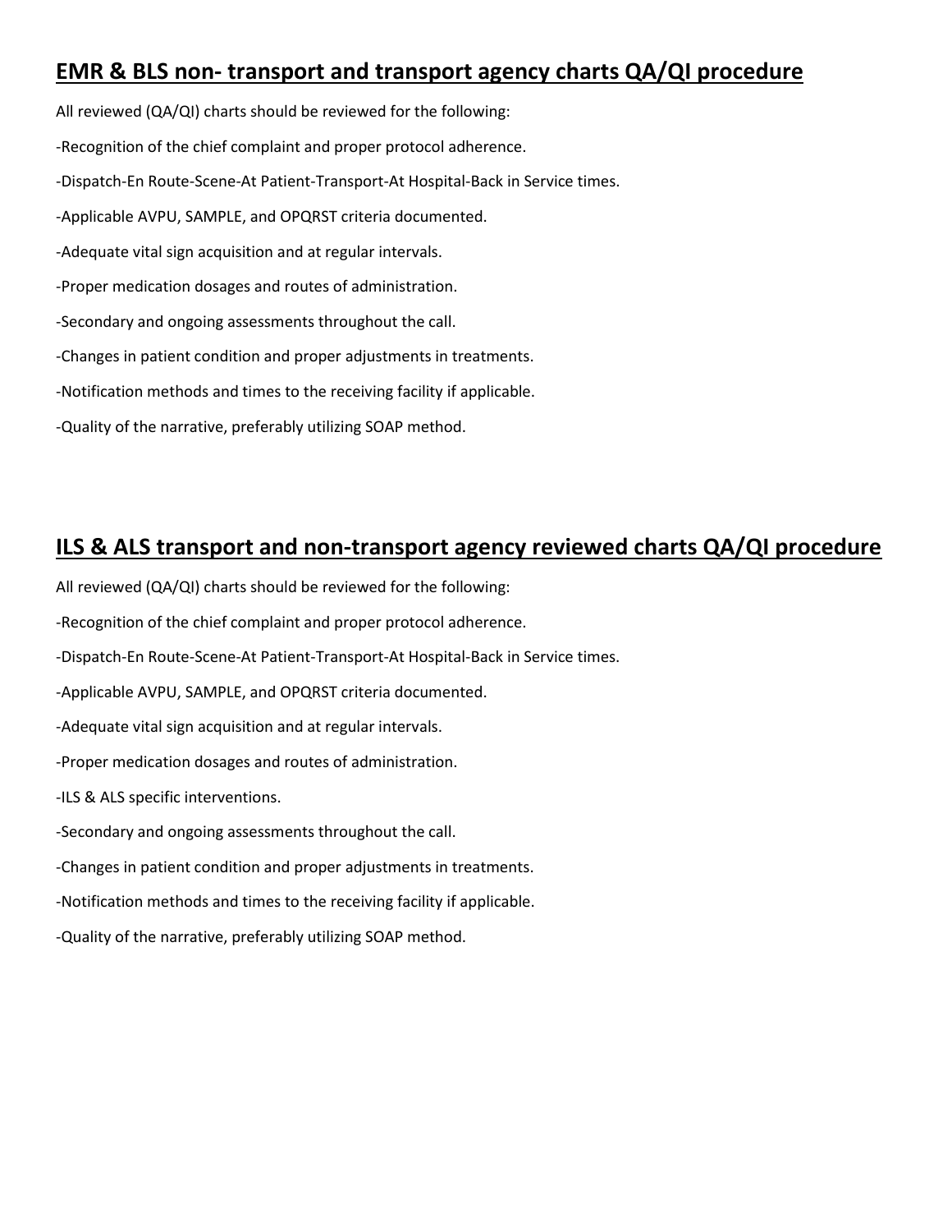## **EMR & BLS non- transport and transport agency charts QA/QI procedure**

All reviewed (QA/QI) charts should be reviewed for the following:

-Recognition of the chief complaint and proper protocol adherence.

-Dispatch-En Route-Scene-At Patient-Transport-At Hospital-Back in Service times.

-Applicable AVPU, SAMPLE, and OPQRST criteria documented.

-Adequate vital sign acquisition and at regular intervals.

-Proper medication dosages and routes of administration.

-Secondary and ongoing assessments throughout the call.

-Changes in patient condition and proper adjustments in treatments.

-Notification methods and times to the receiving facility if applicable.

-Quality of the narrative, preferably utilizing SOAP method.

## **ILS & ALS transport and non-transport agency reviewed charts QA/QI procedure**

All reviewed (QA/QI) charts should be reviewed for the following:

-Recognition of the chief complaint and proper protocol adherence.

-Dispatch-En Route-Scene-At Patient-Transport-At Hospital-Back in Service times.

-Applicable AVPU, SAMPLE, and OPQRST criteria documented.

-Adequate vital sign acquisition and at regular intervals.

-Proper medication dosages and routes of administration.

-ILS & ALS specific interventions.

-Secondary and ongoing assessments throughout the call.

-Changes in patient condition and proper adjustments in treatments.

-Notification methods and times to the receiving facility if applicable.

-Quality of the narrative, preferably utilizing SOAP method.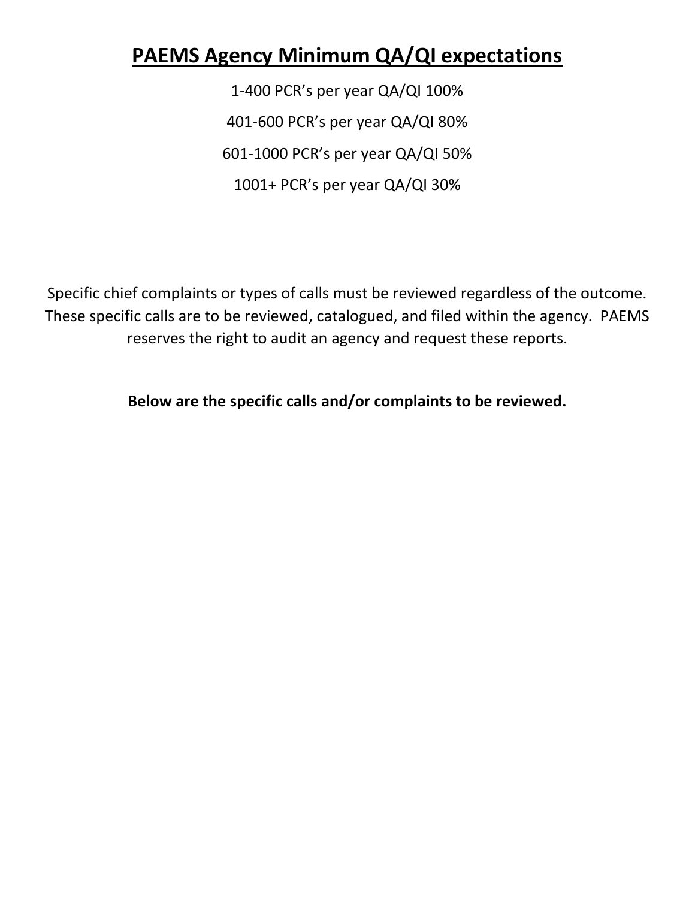# PAEMS Agency Minimum QA/QI expectations

1-400 PCR's per year QA/QI 100%

401-600 PCR's per year QA/QI 80%

601-1000 PCR's per year QA/QI 50%

1001+ PCR's per year QA/QI 30%

Specific chief complaints or types of calls must be reviewed regardless of the outcome. These specific calls are to be reviewed, catalogued, and filed within the agency. PAEMS reserves the right to audit an agency and request these reports.

**Below are the specific calls and/or complaints to be reviewed.**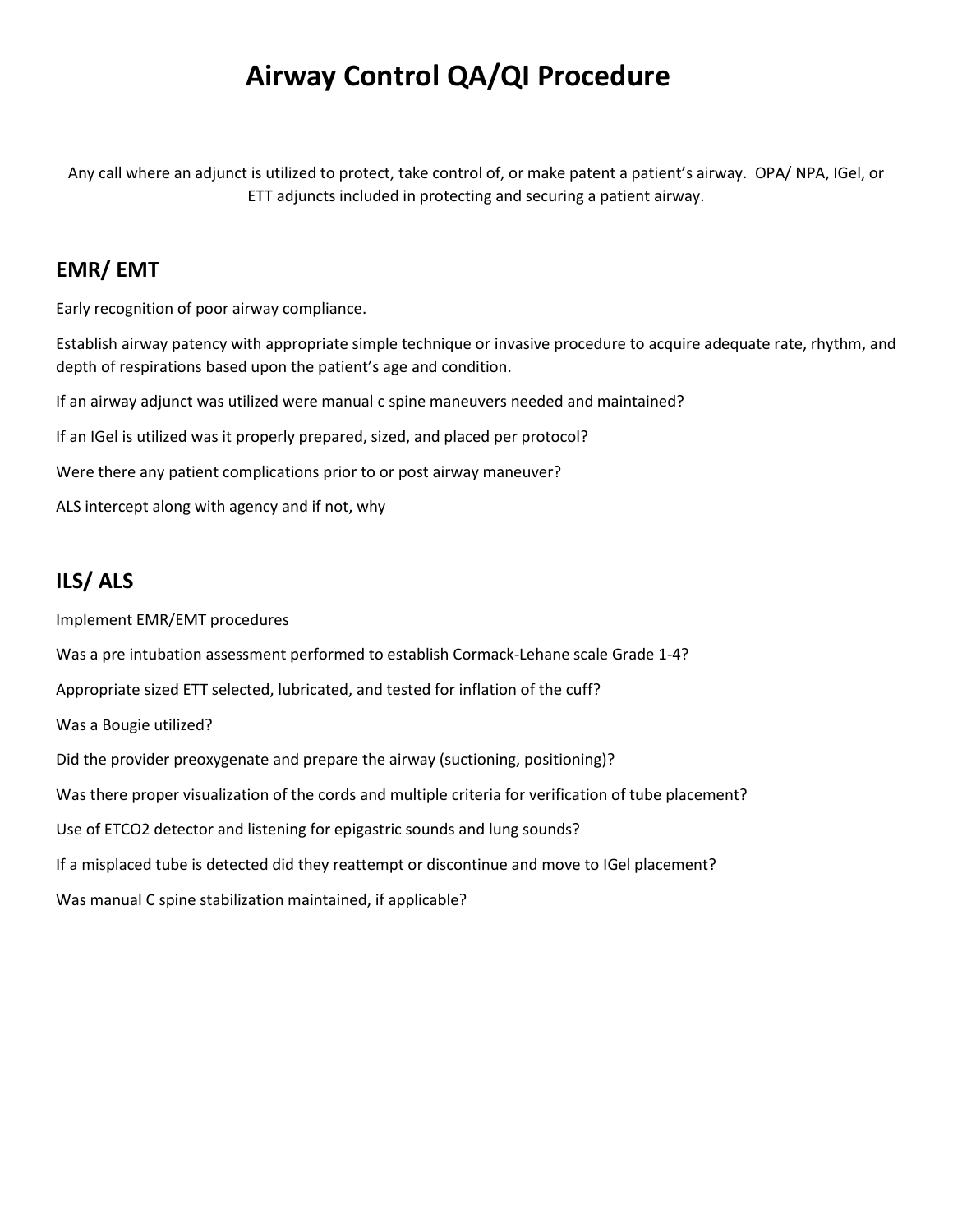# Airway Control QA/QI Procedure

Any call where an adjunct is utilized to protect, take control of, or make patent a patient's airway. OPA/ NPA, IGel, or ETT adjuncts included in protecting and securing a patient airway.

## EMR/ EMT

Early recognition of poor airway compliance.

Establish airway patency with appropriate simple technique or invasive procedure to acquire adequate rate, rhythm, and depth of respirations based upon the patient's age and condition.

If an airway adjunct was utilized were manual c spine maneuvers needed and maintained?

If an IGel is utilized was it properly prepared, sized, and placed per protocol?

Were there any patient complications prior to or post airway maneuver?

ALS intercept along with agency and if not, why

## ILS/ ALS

Implement EMR/EMT procedures

Was a pre intubation assessment performed to establish Cormack-Lehane scale Grade 1-4?

Appropriate sized ETT selected, lubricated, and tested for inflation of the cuff?

Was a Bougie utilized?

Did the provider preoxygenate and prepare the airway (suctioning, positioning)?

Was there proper visualization of the cords and multiple criteria for verification of tube placement?

Use of ETCO2 detector and listening for epigastric sounds and lung sounds?

If a misplaced tube is detected did they reattempt or discontinue and move to IGel placement?

Was manual C spine stabilization maintained, if applicable?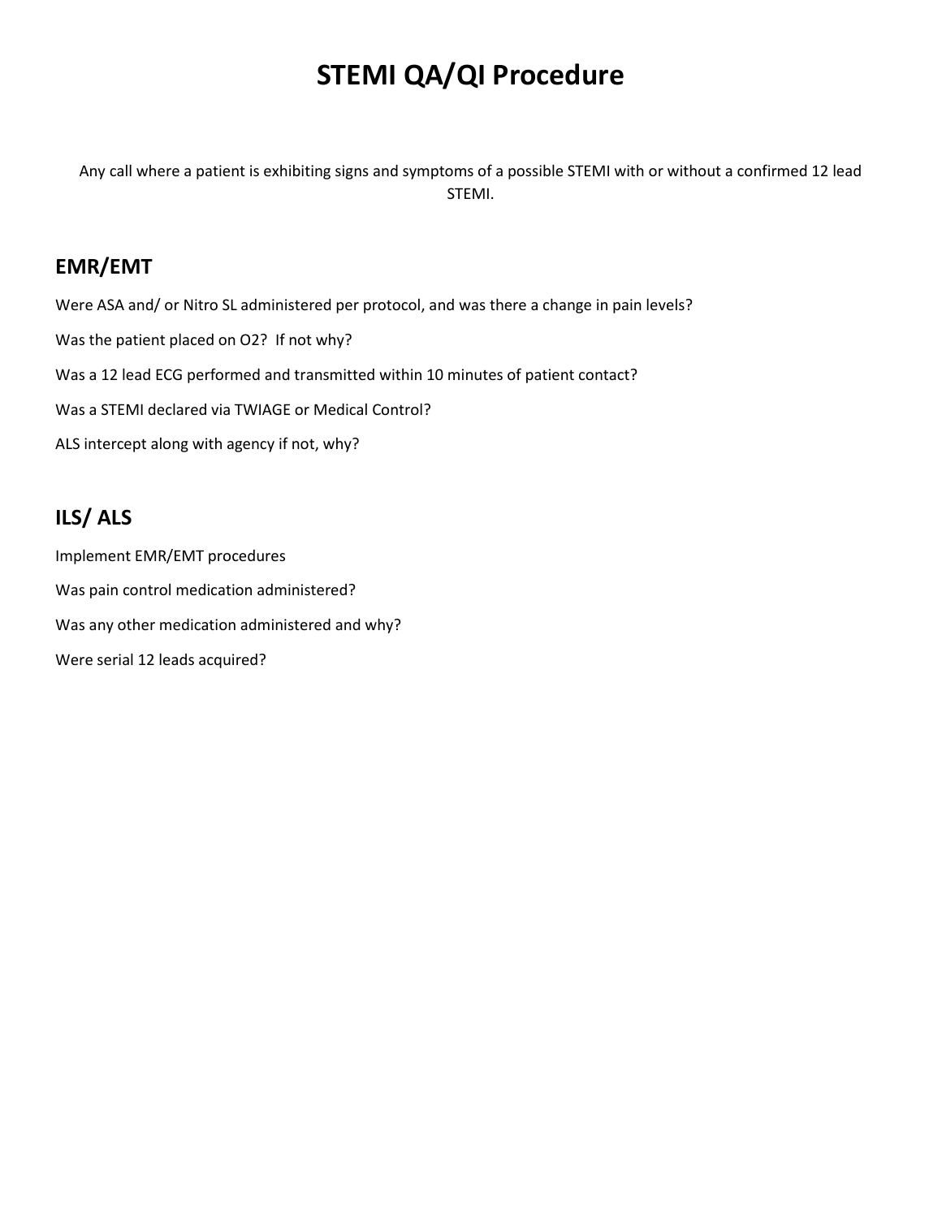# STEMI QA/QI Procedure

Any call where a patient is exhibiting signs and symptoms of a possible STEMI with or without a confirmed 12 lead STEMI.

## EMR/EMT

Were ASA and/ or Nitro SL administered per protocol, and was there a change in pain levels?

Was the patient placed on O2? If not why?

Was a 12 lead ECG performed and transmitted within 10 minutes of patient contact?

Was a STEMI declared via TWIAGE or Medical Control?

ALS intercept along with agency if not, why?

## ILS/ ALS

Implement EMR/EMT procedures

Was pain control medication administered?

Was any other medication administered and why?

Were serial 12 leads acquired?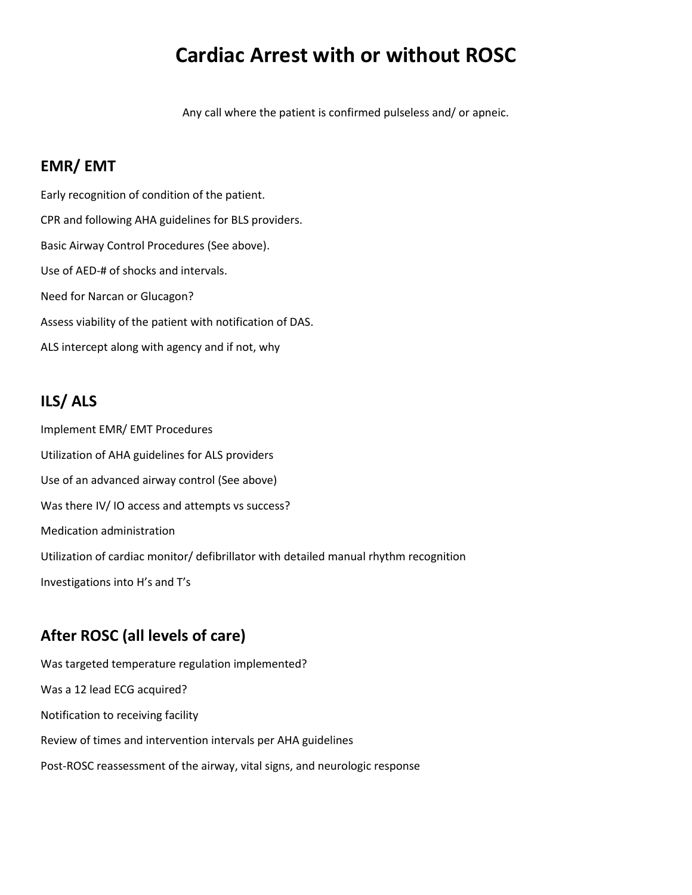# Cardiac Arrest with or without ROSC

Any call where the patient is confirmed pulseless and/ or apneic.

## EMR/ EMT

Early recognition of condition of the patient.

CPR and following AHA guidelines for BLS providers.

Basic Airway Control Procedures (See above).

Use of AED-# of shocks and intervals.

Need for Narcan or Glucagon?

Assess viability of the patient with notification of DAS.

ALS intercept along with agency and if not, why

## ILS/ ALS

Implement EMR/ EMT Procedures

Utilization of AHA guidelines for ALS providers

Use of an advanced airway control (See above)

Was there IV/ IO access and attempts vs success?

Medication administration

Utilization of cardiac monitor/ defibrillator with detailed manual rhythm recognition

Investigations into H's and T's

## After ROSC (all levels of care)

Was targeted temperature regulation implemented?

Was a 12 lead ECG acquired?

Notification to receiving facility

Review of times and intervention intervals per AHA guidelines

Post-ROSC reassessment of the airway, vital signs, and neurologic response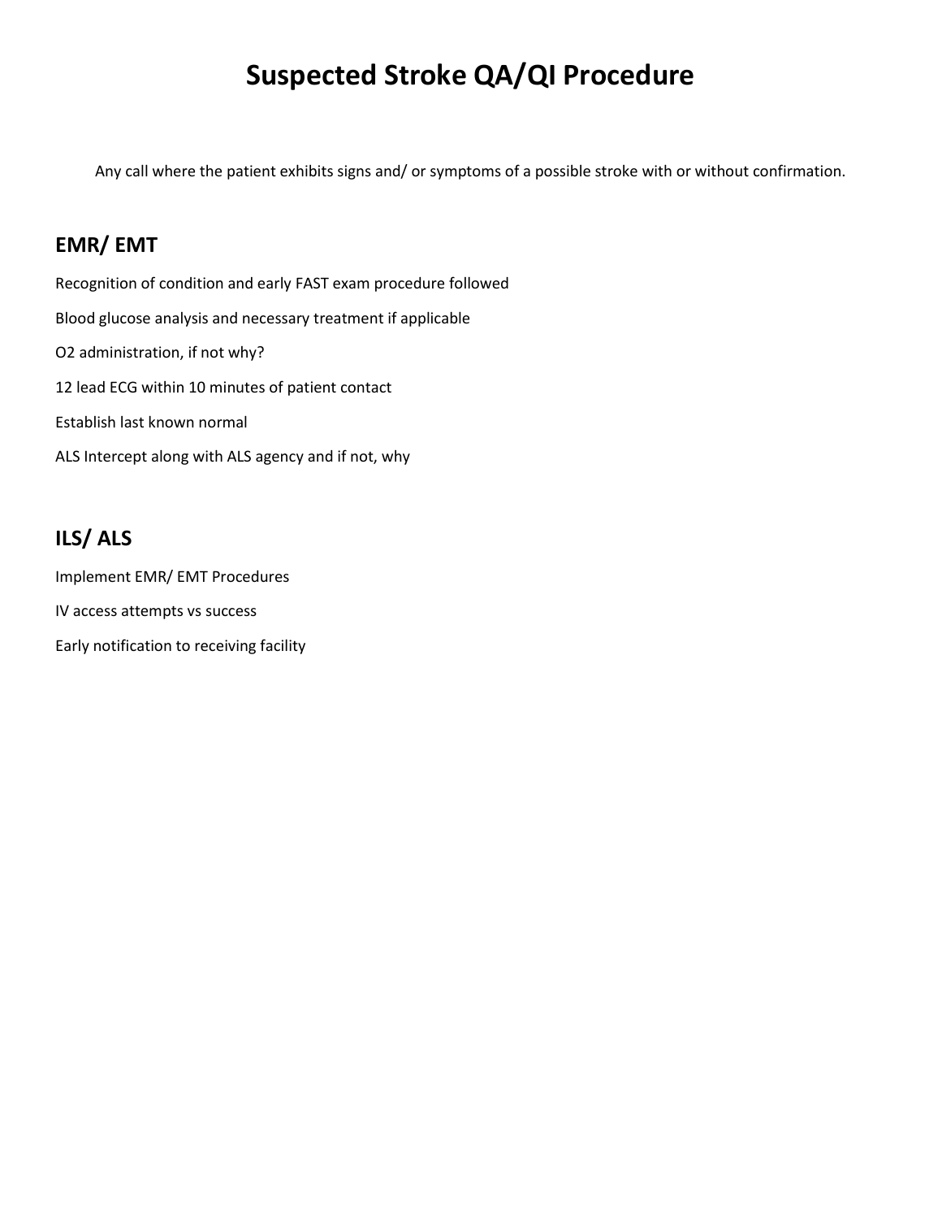# Suspected Stroke QA/QI Procedure

Any call where the patient exhibits signs and/ or symptoms of a possible stroke with or without confirmation.

## EMR/ EMT

Recognition of condition and early FAST exam procedure followed

Blood glucose analysis and necessary treatment if applicable

O2 administration, if not why?

12 lead ECG within 10 minutes of patient contact

Establish last known normal

ALS Intercept along with ALS agency and if not, why

## ILS/ ALS

Implement EMR/ EMT Procedures

IV access attempts vs success

Early notification to receiving facility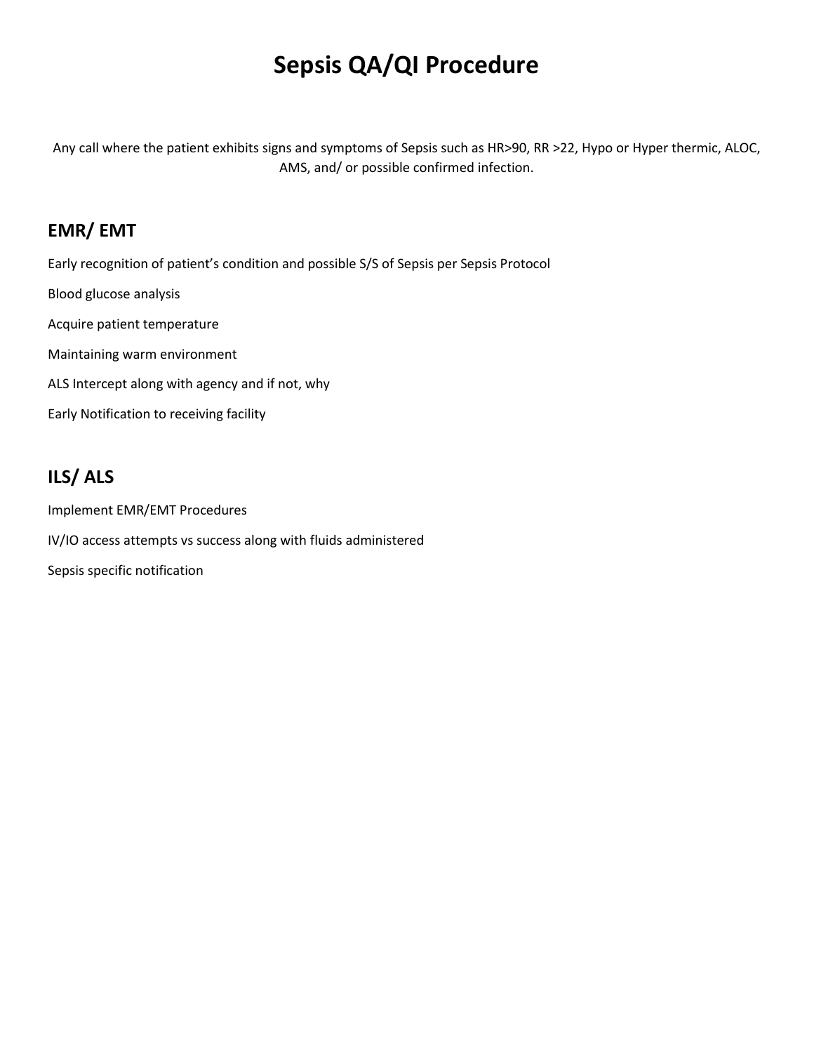# Sepsis QA/QI Procedure

Any call where the patient exhibits signs and symptoms of Sepsis such as HR>90, RR >22, Hypo or Hyper thermic, ALOC, AMS, and/ or possible confirmed infection.

## EMR/ EMT

Early recognition of patient's condition and possible S/S of Sepsis per Sepsis Protocol

Blood glucose analysis

Acquire patient temperature

Maintaining warm environment

ALS Intercept along with agency and if not, why

Early Notification to receiving facility

## ILS/ ALS

Implement EMR/EMT Procedures

IV/IO access attempts vs success along with fluids administered

Sepsis specific notification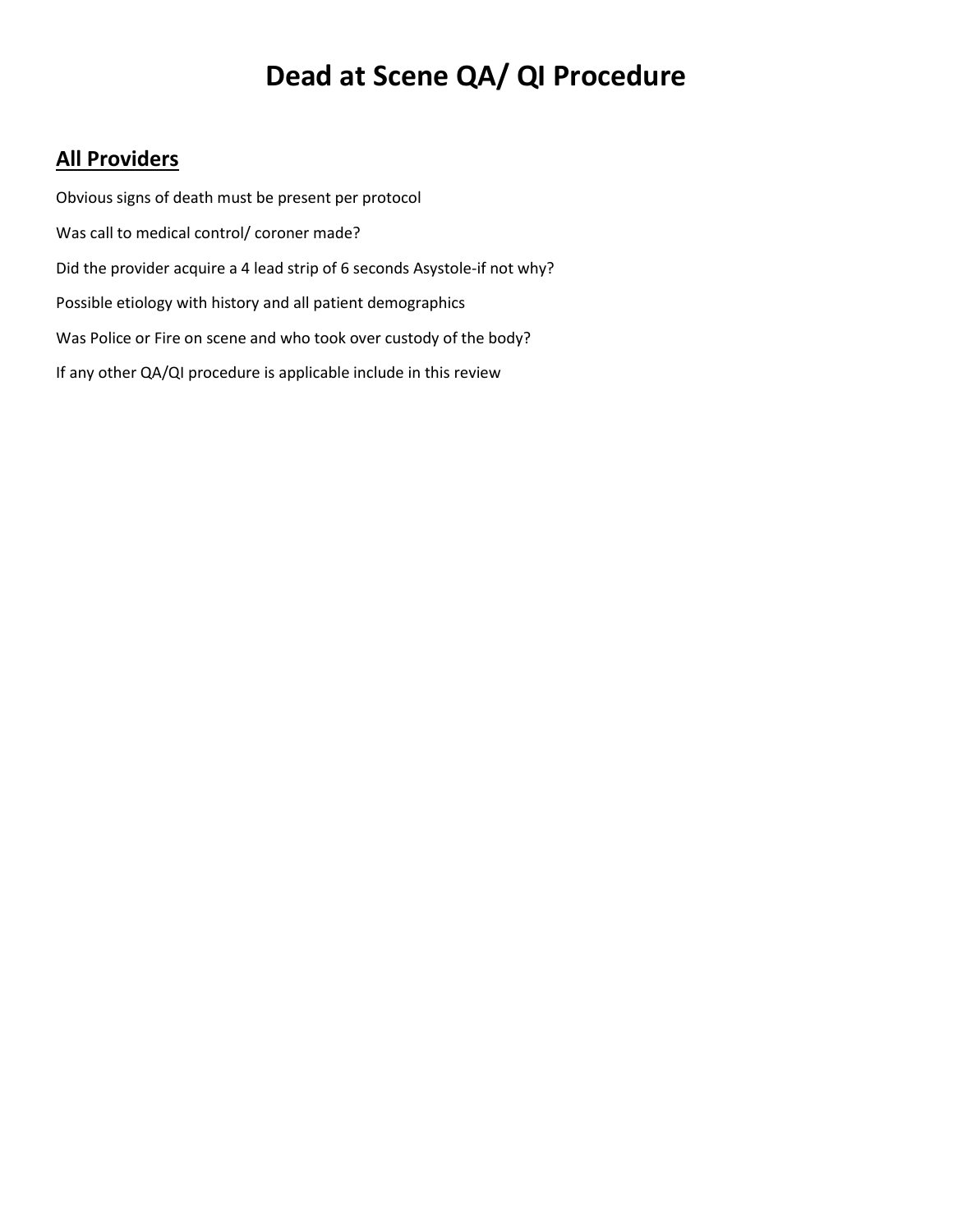# Dead at Scene QA/ QI Procedure

## All Providers

Obvious signs of death must be present per protocol

Was call to medical control/ coroner made?

Did the provider acquire a 4 lead strip of 6 seconds Asystole-if not why?

Possible etiology with history and all patient demographics

Was Police or Fire on scene and who took over custody of the body?

If any other QA/QI procedure is applicable include in this review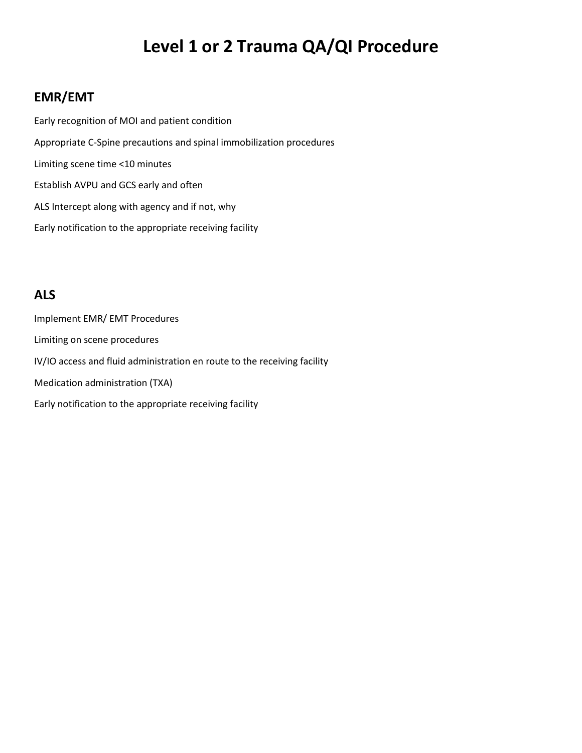# Level 1 or 2 Trauma QA/QI Procedure

## EMR/EMT

Early recognition of MOI and patient condition

Appropriate C-Spine precautions and spinal immobilization procedures

Limiting scene time <10 minutes

Establish AVPU and GCS early and often

ALS Intercept along with agency and if not, why

Early notification to the appropriate receiving facility

## ALS

Implement EMR/ EMT Procedures

Limiting on scene procedures

IV/IO access and fluid administration en route to the receiving facility

Medication administration (TXA)

Early notification to the appropriate receiving facility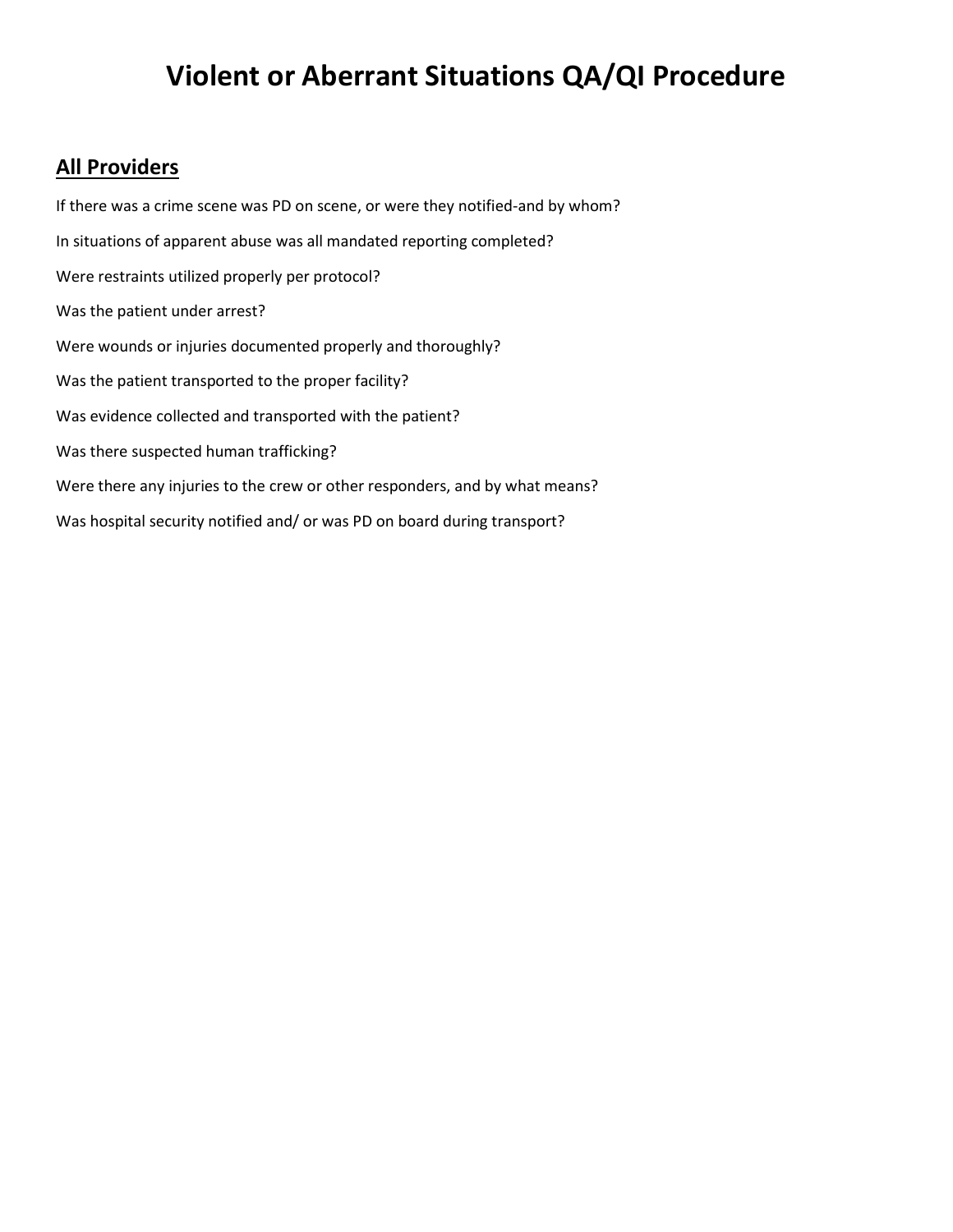# Violent or Aberrant Situations QA/QI Procedure

## All Providers

If there was a crime scene was PD on scene, or were they notified-and by whom?

In situations of apparent abuse was all mandated reporting completed?

Were restraints utilized properly per protocol?

Was the patient under arrest?

Were wounds or injuries documented properly and thoroughly?

Was the patient transported to the proper facility?

Was evidence collected and transported with the patient?

Was there suspected human trafficking?

Were there any injuries to the crew or other responders, and by what means?

Was hospital security notified and/ or was PD on board during transport?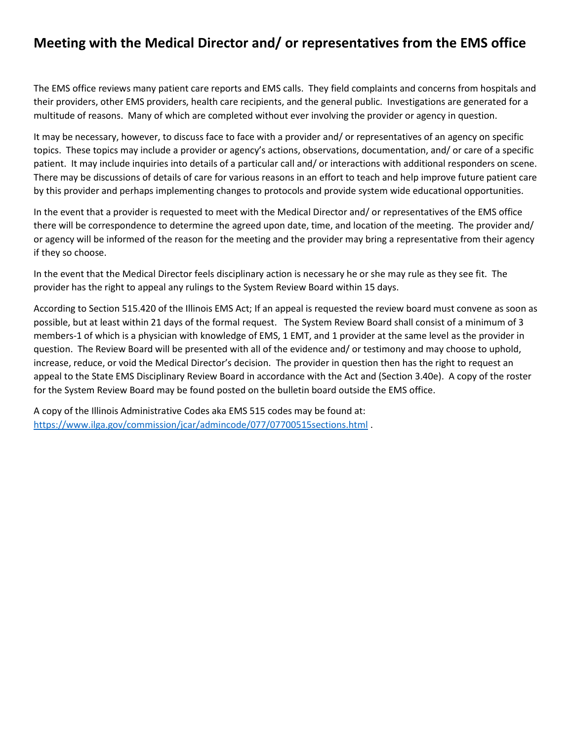## Meeting with the Medical Director and/ or representatives from the EMS office

The EMS office reviews many patient care reports and EMS calls. They field complaints and concerns from hospitals and their providers, other EMS providers, health care recipients, and the general public. Investigations are generated for a multitude of reasons. Many of which are completed without ever involving the provider or agency in question.

It may be necessary, however, to discuss face to face with a provider and/ or representatives of an agency on specific topics. These topics may include a provider or agency's actions, observations, documentation, and/ or care of a specific patient. It may include inquiries into details of a particular call and/ or interactions with additional responders on scene. There may be discussions of details of care for various reasons in an effort to teach and help improve future patient care by this provider and perhaps implementing changes to protocols and provide system wide educational opportunities.

In the event that a provider is requested to meet with the Medical Director and/ or representatives of the EMS office there will be correspondence to determine the agreed upon date, time, and location of the meeting. The provider and/ or agency will be informed of the reason for the meeting and the provider may bring a representative from their agency if they so choose.

In the event that the Medical Director feels disciplinary action is necessary he or she may rule as they see fit. The provider has the right to appeal any rulings to the System Review Board within 15 days.

According to Section 515.420 of the Illinois EMS Act; If an appeal is requested the review board must convene as soon as possible, but at least within 21 days of the formal request. The System Review Board shall consist of a minimum of 3 members-1 of which is a physician with knowledge of EMS, 1 EMT, and 1 provider at the same level as the provider in question. The Review Board will be presented with all of the evidence and/ or testimony and may choose to uphold, increase, reduce, or void the Medical Director's decision. The provider in question then has the right to request an appeal to the State EMS Disciplinary Review Board in accordance with the Act and (Section 3.40e). A copy of the roster for the System Review Board may be found posted on the bulletin board outside the EMS office.

A copy of the Illinois Administrative Codes aka EMS 515 codes may be found at: https://www.ilga.gov/commission/jcar/admincode/077/07700515sections.html .